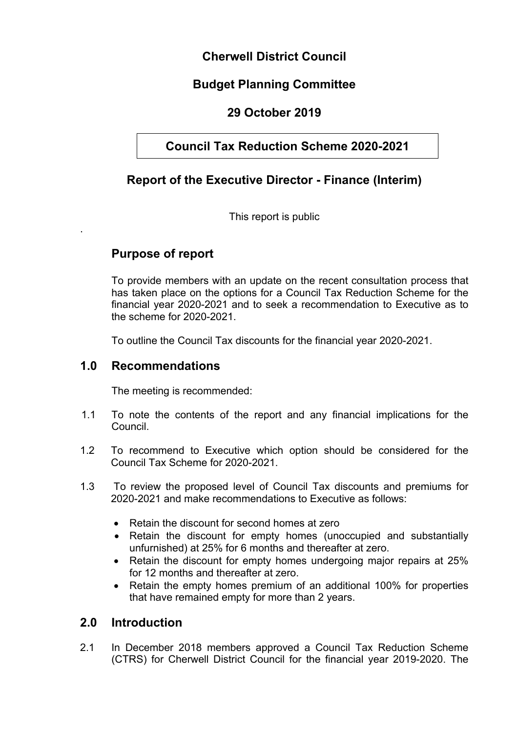# Cherwell District Council

## Budget Planning Committee

## 29 October 2019

## Council Tax Reduction Scheme 2020-2021

## Report of the Executive Director - Finance (Interim)

This report is public

## Purpose of report

To provide members with an update on the recent consultation process that has taken place on the options for a Council Tax Reduction Scheme for the financial year 2020-2021 and to seek a recommendation to Executive as to the scheme for 2020-2021.

To outline the Council Tax discounts for the financial year 2020-2021.

## 1.0 Recommendations

The meeting is recommended:

1.1 To note the contents of the report and any financial implications for the Council.

1.2 To recommend to Executive which option should be considered for the Council Tax Scheme for 2020-2021.

1.3 To review the proposed level of Council Tax discounts and premiums for 2020-2021 and make recommendations to Executive as follows:

- Retain the discount for second homes at zero
- Retain the discount for empty homes (unoccupied and substantially unfurnished) at 25% for 6 months and thereafter at zero.
- Retain the discount for empty homes undergoing major repairs at 25% for 12 months and thereafter at zero.
- Retain the empty homes premium of an additional 100% for properties that have remained empty for more than 2 years.

## 2.0 Introduction

2.1 In December 2018 members approved a Council Tax Reduction Scheme (CTRS) for Cherwell District Council for the financial year 2019-2020. The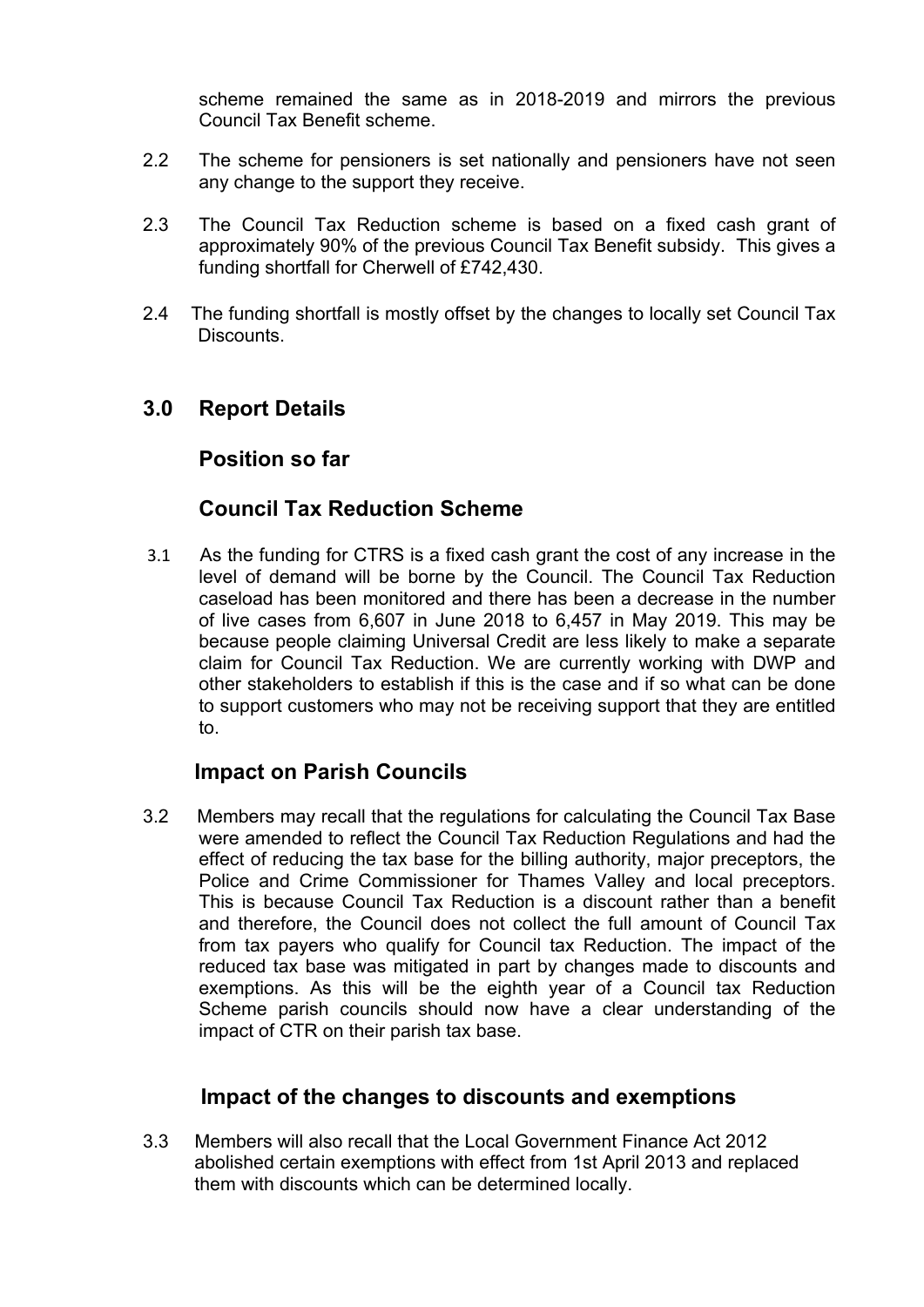scheme remained the same as in 2018-2019 and mirrors the previous Council Tax Benefit scheme.

2.2 The scheme for pensioners is set nationally and pensioners have not seen any change to the support they receive.

2.3 The Council Tax Reduction scheme is based on a fixed cash grant of approximately 90% of the previous Council Tax Benefit subsidy. This gives a funding shortfall for Cherwell of £742,430.

2.4 The funding shortfall is mostly offset by the changes to locally set Council Tax Discounts.

## 3.0 Report Details

### Position so far

### Council Tax Reduction Scheme

3.1 As the funding for CTRS is a fixed cash grant the cost of any increase in the level of demand will be borne by the Council. The Council Tax Reduction caseload has been monitored and there has been a decrease in the number of live cases from 6,607 in June 2018 to 6,457 in May 2019. This may be because people claiming Universal Credit are less likely to make a separate claim for Council Tax Reduction. We are currently working with DWP and other stakeholders to establish if this is the case and if so what can be done to support customers who may not be receiving support that they are entitled to.

### Impact on Parish Councils

3.2 Members may recall that the regulations for calculating the Council Tax Base were amended to reflect the Council Tax Reduction Regulations and had the effect of reducing the tax base for the billing authority, major preceptors, the Police and Crime Commissioner for Thames Valley and local preceptors. This is because Council Tax Reduction is a discount rather than a benefit and therefore, the Council does not collect the full amount of Council Tax from tax payers who qualify for Council tax Reduction. The impact of the reduced tax base was mitigated in part by changes made to discounts and exemptions. As this will be the eighth year of a Council tax Reduction Scheme parish councils should now have a clear understanding of the impact of CTR on their parish tax base.

### Impact of the changes to discounts and exemptions

3.3 Members will also recall that the Local Government Finance Act 2012 abolished certain exemptions with effect from 1st April 2013 and replaced them with discounts which can be determined locally.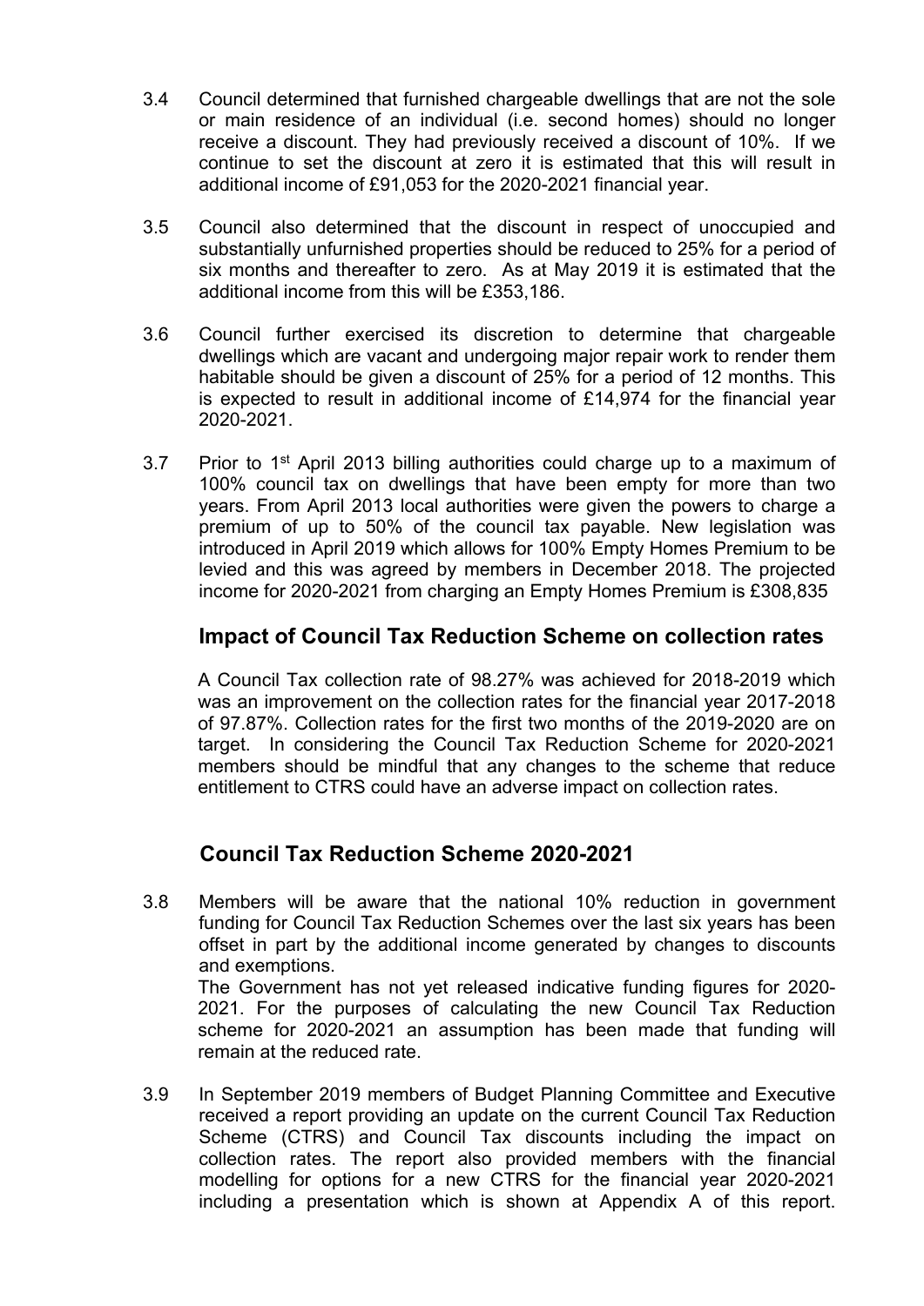3.4 Council determined that furnished chargeable dwellings that are not the sole or main residence of an individual (i.e. second homes) should no longer receive a discount. They had previously received a discount of 10%. If we continue to set the discount at zero it is estimated that this will result in additional income of £91,053 for the 2020-2021 financial year.

3.5 Council also determined that the discount in respect of unoccupied and substantially unfurnished properties should be reduced to 25% for a period of six months and thereafter to zero. As at May 2019 it is estimated that the additional income from this will be £353,186.

3.6 Council further exercised its discretion to determine that chargeable dwellings which are vacant and undergoing major repair work to render them habitable should be given a discount of 25% for a period of 12 months. This is expected to result in additional income of £14,974 for the financial year 2020-2021.

3.7 Prior to 1st April 2013 billing authorities could charge up to a maximum of 100% council tax on dwellings that have been empty for more than two years. From April 2013 local authorities were given the powers to charge a premium of up to 50% of the council tax payable. New legislation was introduced in April 2019 which allows for 100% Empty Homes Premium to be levied and this was agreed by members in December 2018. The projected income for 2020-2021 from charging an Empty Homes Premium is £308,835

## Impact of Council Tax Reduction Scheme on collection rates

A Council Tax collection rate of 98.27% was achieved for 2018-2019 which was an improvement on the collection rates for the financial year 2017-2018 of 97.87%. Collection rates for the first two months of the 2019-2020 are on target. In considering the Council Tax Reduction Scheme for 2020-2021 members should be mindful that any changes to the scheme that reduce entitlement to CTRS could have an adverse impact on collection rates.

## Council Tax Reduction Scheme 2020-2021

3.8 Members will be aware that the national 10% reduction in government funding for Council Tax Reduction Schemes over the last six years has been offset in part by the additional income generated by changes to discounts and exemptions.
The Government has not yet released indicative funding figures for 2020-2021. For the purposes of calculating the new Council Tax Reduction scheme for 2020-2021 an assumption has been made that funding will remain at the reduced rate.

3.9 In September 2019 members of Budget Planning Committee and Executive received a report providing an update on the current Council Tax Reduction Scheme (CTRS) and Council Tax discounts including the impact on collection rates. The report also provided members with the financial modelling for options for a new CTRS for the financial year 2020-2021 including a presentation which is shown at Appendix A of this report.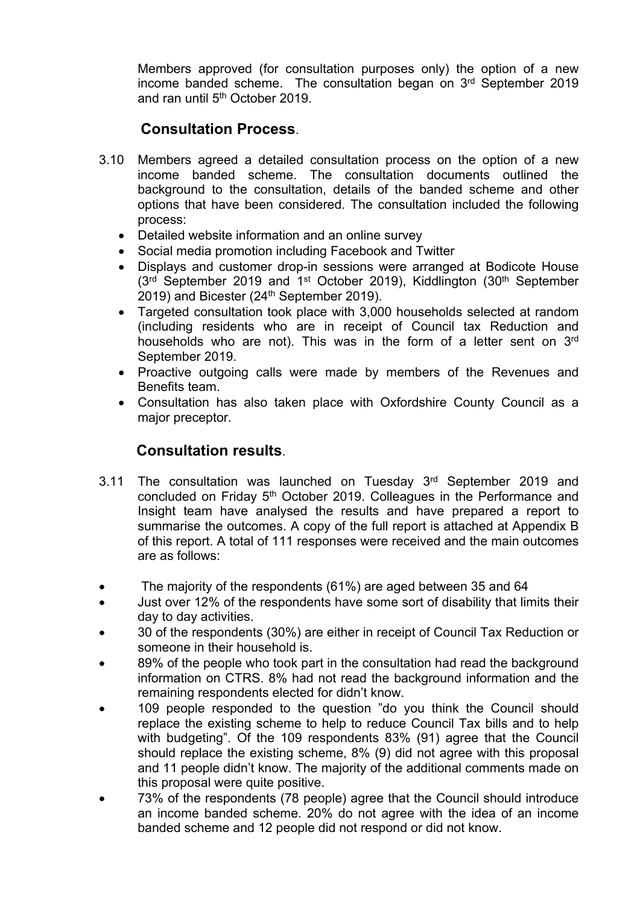Members approved (for consultation purposes only) the option of a new income banded scheme. The consultation began on 3rd September 2019 and ran until 5th October 2019.

## **Consultation Process**.

3.10 Members agreed a detailed consultation process on the option of a new income banded scheme. The consultation documents outlined the background to the consultation, details of the banded scheme and other options that have been considered. The consultation included the following process:

- Detailed website information and an online survey
- Social media promotion including Facebook and Twitter
- Displays and customer drop-in sessions were arranged at Bodicote House (3rd September 2019 and 1st October 2019), Kiddlington (30th September 2019) and Bicester (24th September 2019).
- Targeted consultation took place with 3,000 households selected at random (including residents who are in receipt of Council tax Reduction and households who are not). This was in the form of a letter sent on 3rd September 2019.
- Proactive outgoing calls were made by members of the Revenues and Benefits team.
- Consultation has also taken place with Oxfordshire County Council as a major preceptor.

## **Consultation results**.

3.11 The consultation was launched on Tuesday 3rd September 2019 and concluded on Friday 5th October 2019. Colleagues in the Performance and Insight team have analysed the results and have prepared a report to summarise the outcomes. A copy of the full report is attached at Appendix B of this report. A total of 111 responses were received and the main outcomes are as follows:

- The majority of the respondents (61%) are aged between 35 and 64
- Just over 12% of the respondents have some sort of disability that limits their day to day activities.
- 30 of the respondents (30%) are either in receipt of Council Tax Reduction or someone in their household is.
- 89% of the people who took part in the consultation had read the background information on CTRS. 8% had not read the background information and the remaining respondents elected for didn't know.
- 109 people responded to the question "do you think the Council should replace the existing scheme to help to reduce Council Tax bills and to help with budgeting". Of the 109 respondents 83% (91) agree that the Council should replace the existing scheme, 8% (9) did not agree with this proposal and 11 people didn't know. The majority of the additional comments made on this proposal were quite positive.
- 73% of the respondents (78 people) agree that the Council should introduce an income banded scheme. 20% do not agree with the idea of an income banded scheme and 12 people did not respond or did not know.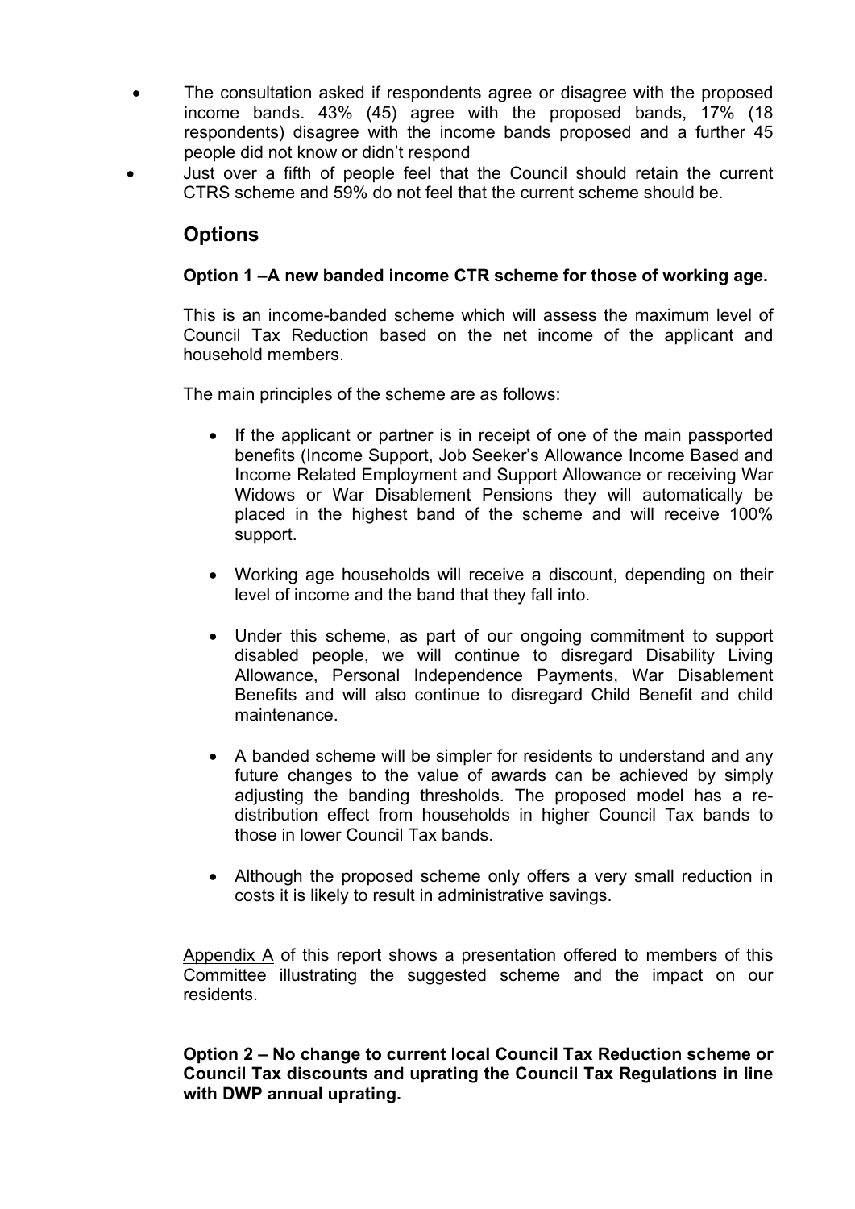- The consultation asked if respondents agree or disagree with the proposed income bands. 43% (45) agree with the proposed bands, 17% (18 respondents) disagree with the income bands proposed and a further 45 people did not know or didn't respond
- Just over a fifth of people feel that the Council should retain the current CTRS scheme and 59% do not feel that the current scheme should be.

## Options

**Option 1 –A new banded income CTR scheme for those of working age.**

This is an income-banded scheme which will assess the maximum level of Council Tax Reduction based on the net income of the applicant and household members.

The main principles of the scheme are as follows:

- If the applicant or partner is in receipt of one of the main passported benefits (Income Support, Job Seeker's Allowance Income Based and Income Related Employment and Support Allowance or receiving War Widows or War Disablement Pensions they will automatically be placed in the highest band of the scheme and will receive 100% support.
- Working age households will receive a discount, depending on their level of income and the band that they fall into.
- Under this scheme, as part of our ongoing commitment to support disabled people, we will continue to disregard Disability Living Allowance, Personal Independence Payments, War Disablement Benefits and will also continue to disregard Child Benefit and child maintenance.
- A banded scheme will be simpler for residents to understand and any future changes to the value of awards can be achieved by simply adjusting the banding thresholds. The proposed model has a re-distribution effect from households in higher Council Tax bands to those in lower Council Tax bands.
- Although the proposed scheme only offers a very small reduction in costs it is likely to result in administrative savings.

Appendix A of this report shows a presentation offered to members of this Committee illustrating the suggested scheme and the impact on our residents.

**Option 2 – No change to current local Council Tax Reduction scheme or Council Tax discounts and uprating the Council Tax Regulations in line with DWP annual uprating.**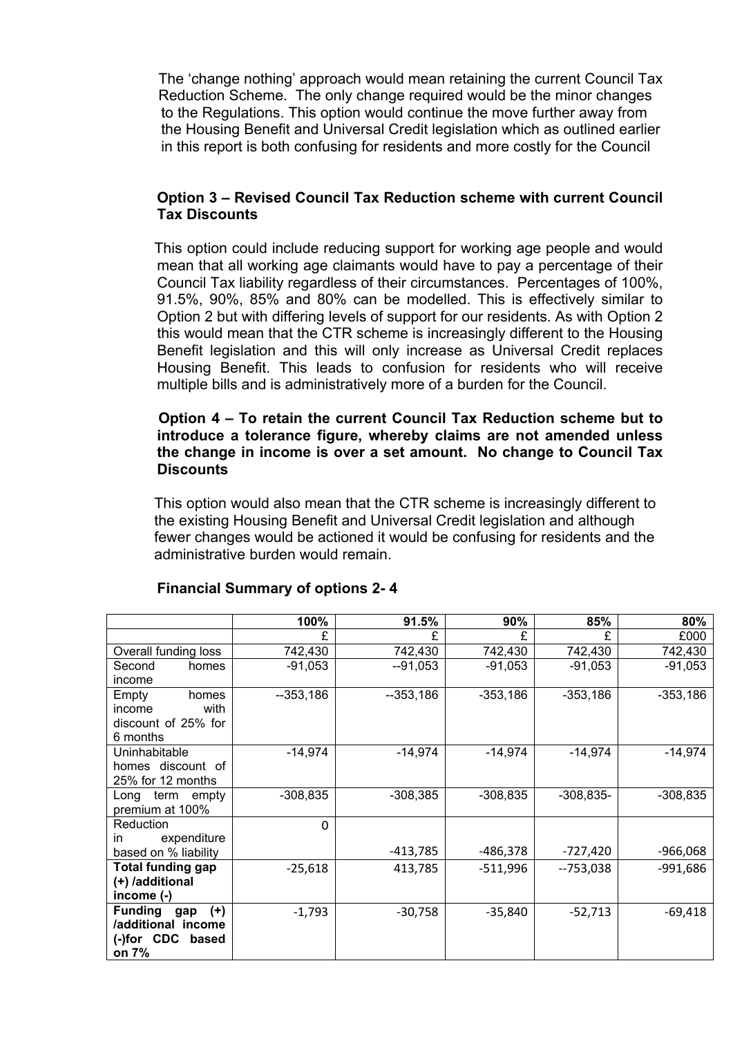The 'change nothing' approach would mean retaining the current Council Tax Reduction Scheme. The only change required would be the minor changes to the Regulations. This option would continue the move further away from the Housing Benefit and Universal Credit legislation which as outlined earlier in this report is both confusing for residents and more costly for the Council

**Option 3 – Revised Council Tax Reduction scheme with current Council Tax Discounts**

This option could include reducing support for working age people and would mean that all working age claimants would have to pay a percentage of their Council Tax liability regardless of their circumstances. Percentages of 100%, 91.5%, 90%, 85% and 80% can be modelled. This is effectively similar to Option 2 but with differing levels of support for our residents. As with Option 2 this would mean that the CTR scheme is increasingly different to the Housing Benefit legislation and this will only increase as Universal Credit replaces Housing Benefit. This leads to confusion for residents who will receive multiple bills and is administratively more of a burden for the Council.

**Option 4 – To retain the current Council Tax Reduction scheme but to introduce a tolerance figure, whereby claims are not amended unless the change in income is over a set amount. No change to Council Tax Discounts**

This option would also mean that the CTR scheme is increasingly different to the existing Housing Benefit and Universal Credit legislation and although fewer changes would be actioned it would be confusing for residents and the administrative burden would remain.

**Financial Summary of options 2- 4**

| | 100% | 91.5% | 90% | 85% | 80% |
|---|---|---|---|---|---|
| | £ | £ | £ | £ | £000 |
| Overall funding loss | 742,430 | 742,430 | 742,430 | 742,430 | 742,430 |
| Second homes income | -91,053 | --91,053 | -91,053 | -91,053 | -91,053 |
| Empty homes income with discount of 25% for 6 months | --353,186 | --353,186 | -353,186 | -353,186 | -353,186 |
| Uninhabitable homes discount of 25% for 12 months | -14,974 | -14,974 | -14,974 | -14,974 | -14,974 |
| Long term empty premium at 100% | -308,835 | -308,385 | -308,835 | -308,835- | -308,835 |
| Reduction in expenditure based on % liability | 0 | -413,785 | -486,378 | -727,420 | -966,068 |
| **Total funding gap (+) /additional income (-)** | -25,618 | 413,785 | -511,996 | --753,038 | -991,686 |
| **Funding gap (+) /additional income (-)for CDC based on 7%** | -1,793 | -30,758 | -35,840 | -52,713 | -69,418 |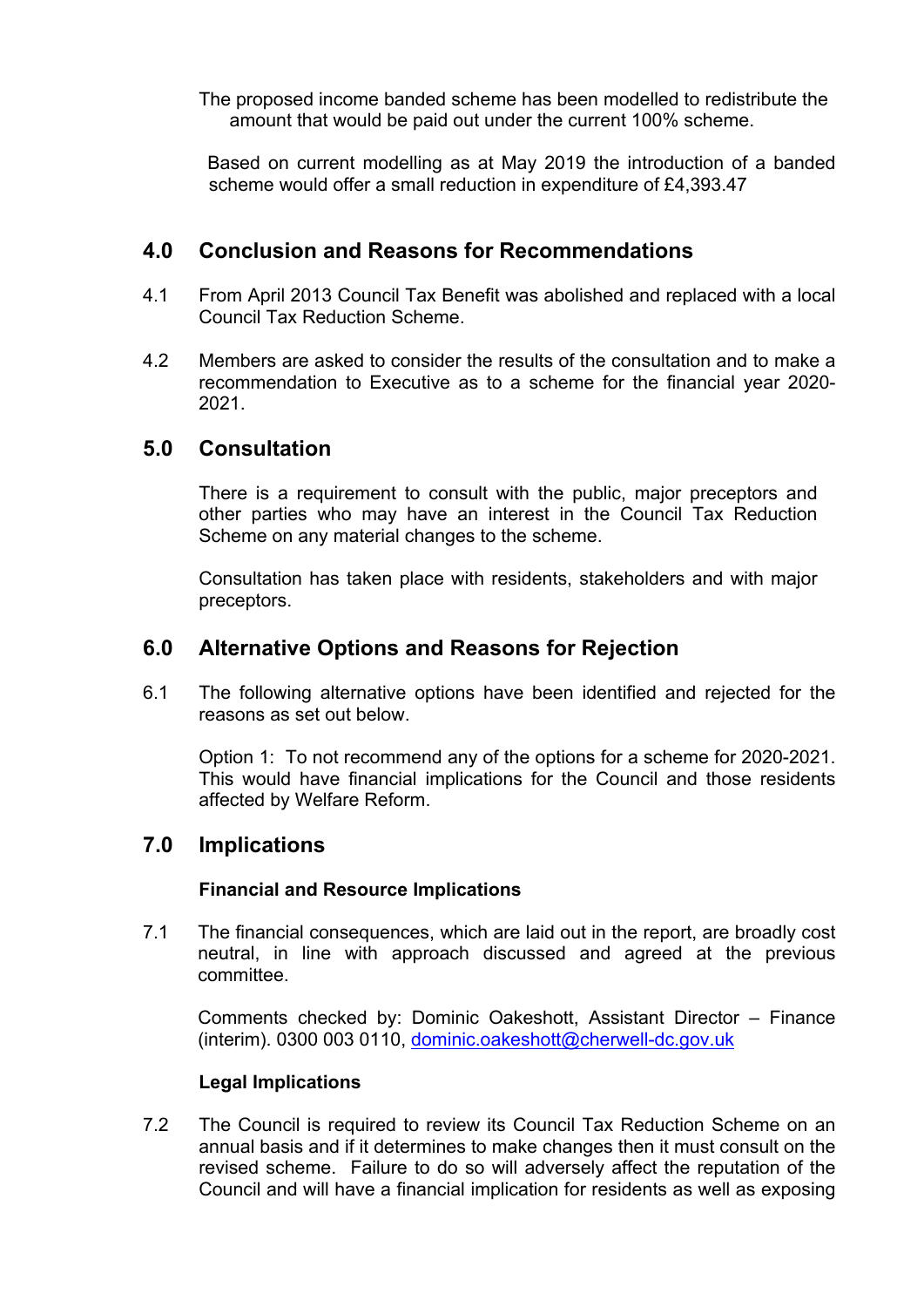The proposed income banded scheme has been modelled to redistribute the amount that would be paid out under the current 100% scheme.

Based on current modelling as at May 2019 the introduction of a banded scheme would offer a small reduction in expenditure of £4,393.47

## 4.0 Conclusion and Reasons for Recommendations

4.1 From April 2013 Council Tax Benefit was abolished and replaced with a local Council Tax Reduction Scheme.

4.2 Members are asked to consider the results of the consultation and to make a recommendation to Executive as to a scheme for the financial year 2020-2021.

## 5.0 Consultation

There is a requirement to consult with the public, major preceptors and other parties who may have an interest in the Council Tax Reduction Scheme on any material changes to the scheme.

Consultation has taken place with residents, stakeholders and with major preceptors.

## 6.0 Alternative Options and Reasons for Rejection

6.1 The following alternative options have been identified and rejected for the reasons as set out below.

Option 1: To not recommend any of the options for a scheme for 2020-2021. This would have financial implications for the Council and those residents affected by Welfare Reform.

## 7.0 Implications

**Financial and Resource Implications**

7.1 The financial consequences, which are laid out in the report, are broadly cost neutral, in line with approach discussed and agreed at the previous committee.

Comments checked by: Dominic Oakeshott, Assistant Director – Finance (interim). 0300 003 0110, dominic.oakeshott@cherwell-dc.gov.uk

**Legal Implications**

7.2 The Council is required to review its Council Tax Reduction Scheme on an annual basis and if it determines to make changes then it must consult on the revised scheme. Failure to do so will adversely affect the reputation of the Council and will have a financial implication for residents as well as exposing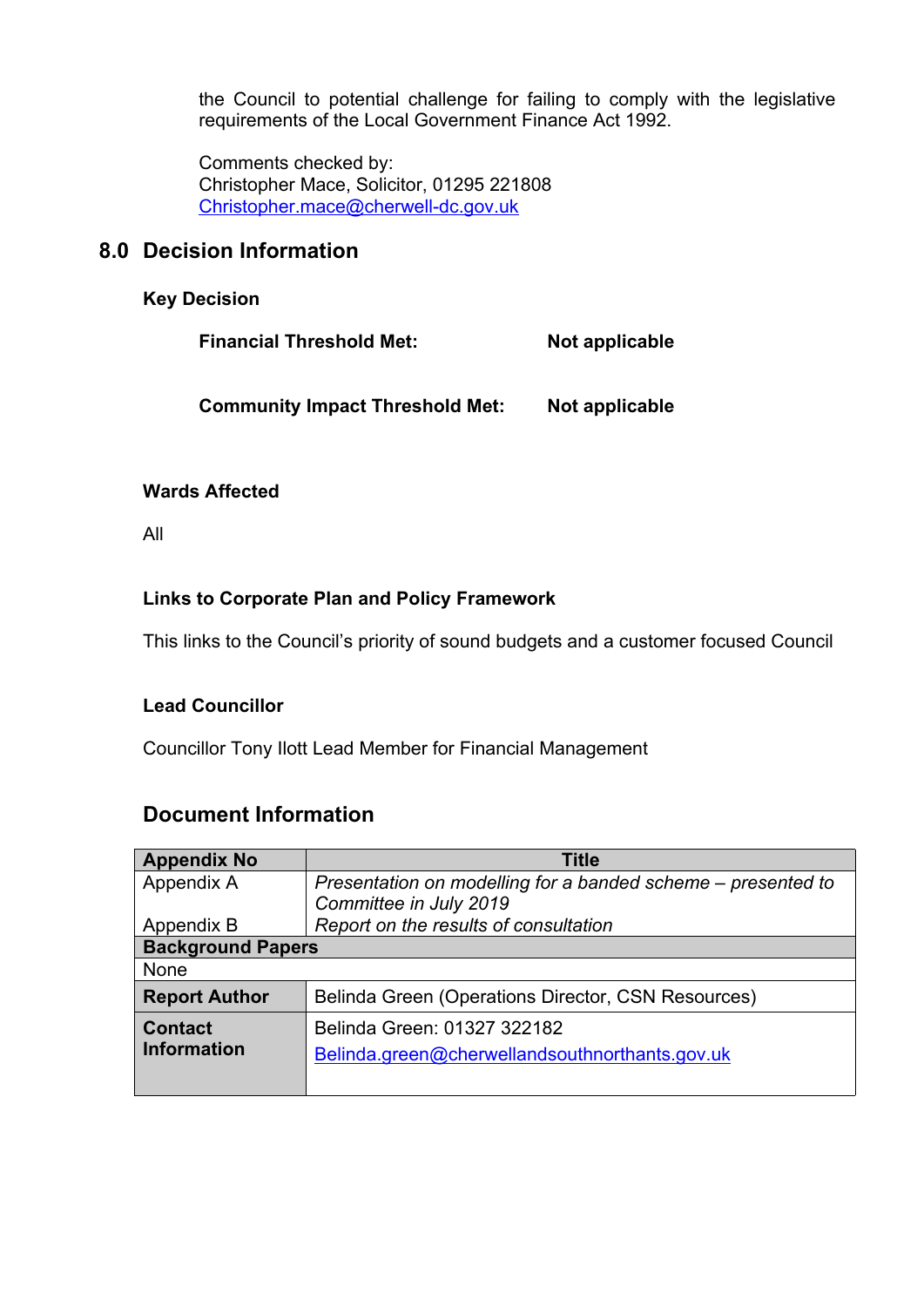the Council to potential challenge for failing to comply with the legislative requirements of the Local Government Finance Act 1992.

Comments checked by:
Christopher Mace, Solicitor, 01295 221808
Christopher.mace@cherwell-dc.gov.uk

## 8.0 Decision Information

**Key Decision**

**Financial Threshold Met:** **Not applicable**

**Community Impact Threshold Met:** **Not applicable**

**Wards Affected**

All

**Links to Corporate Plan and Policy Framework**

This links to the Council's priority of sound budgets and a customer focused Council

**Lead Councillor**

Councillor Tony Ilott Lead Member for Financial Management

## Document Information

| Appendix No | Title |
|---|---|
| Appendix A | *Presentation on modelling for a banded scheme – presented to Committee in July 2019* |
| Appendix B | *Report on the results of consultation* |
| **Background Papers** | |
| None | |
| **Report Author** | Belinda Green (Operations Director, CSN Resources) |
| **Contact Information** | Belinda Green: 01327 322182<br>Belinda.green@cherwellandsouthnorthants.gov.uk |